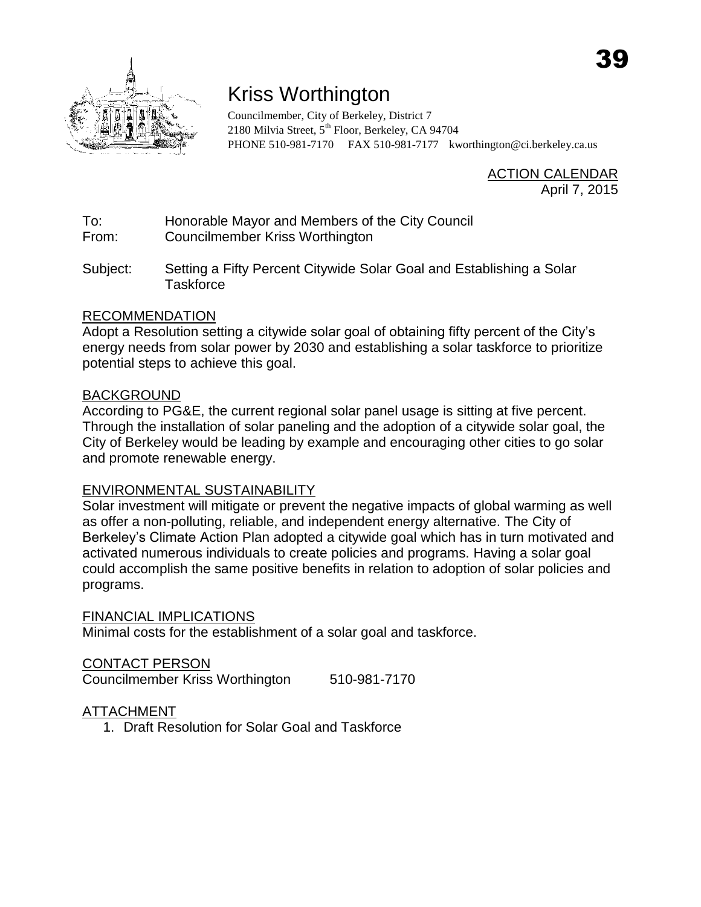# Kriss Worthington

Councilmember, City of Berkeley, District 7
2180 Milvia Street, 5th Floor, Berkeley, CA 94704
PHONE 510-981-7170 FAX 510-981-7177 kworthington@ci.berkeley.ca.us

ACTION CALENDAR
April 7, 2015

To: Honorable Mayor and Members of the City Council
From: Councilmember Kriss Worthington

Subject: Setting a Fifty Percent Citywide Solar Goal and Establishing a Solar Taskforce

## RECOMMENDATION

Adopt a Resolution setting a citywide solar goal of obtaining fifty percent of the City's energy needs from solar power by 2030 and establishing a solar taskforce to prioritize potential steps to achieve this goal.

## BACKGROUND

According to PG&E, the current regional solar panel usage is sitting at five percent. Through the installation of solar paneling and the adoption of a citywide solar goal, the City of Berkeley would be leading by example and encouraging other cities to go solar and promote renewable energy.

## ENVIRONMENTAL SUSTAINABILITY

Solar investment will mitigate or prevent the negative impacts of global warming as well as offer a non-polluting, reliable, and independent energy alternative. The City of Berkeley's Climate Action Plan adopted a citywide goal which has in turn motivated and activated numerous individuals to create policies and programs. Having a solar goal could accomplish the same positive benefits in relation to adoption of solar policies and programs.

## FINANCIAL IMPLICATIONS

Minimal costs for the establishment of a solar goal and taskforce.

## CONTACT PERSON

Councilmember Kriss Worthington 510-981-7170

## ATTACHMENT

1. Draft Resolution for Solar Goal and Taskforce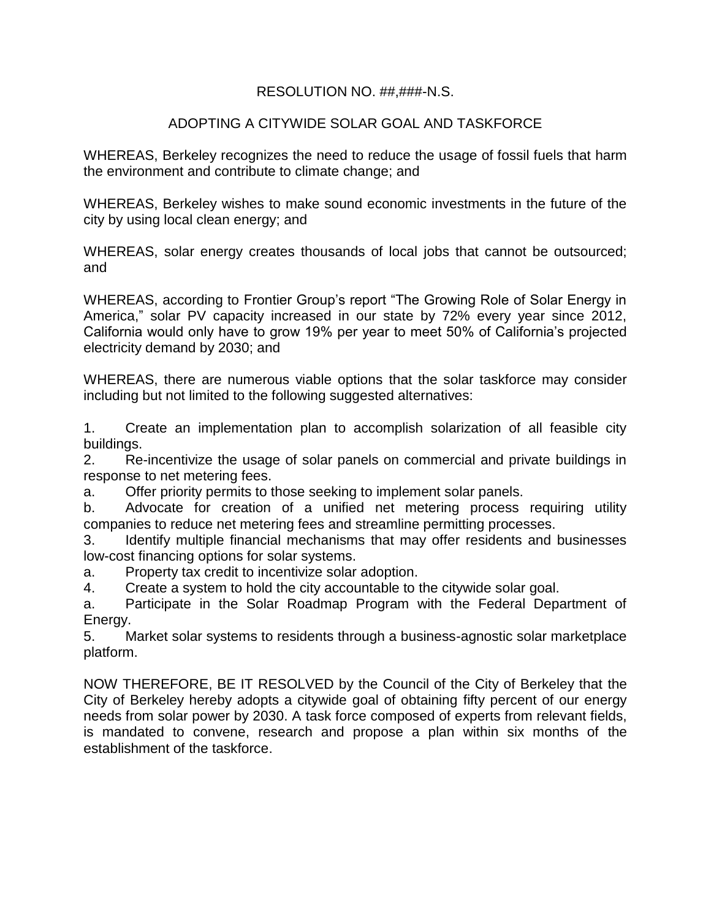RESOLUTION NO. ##,###-N.S.

ADOPTING A CITYWIDE SOLAR GOAL AND TASKFORCE

WHEREAS, Berkeley recognizes the need to reduce the usage of fossil fuels that harm the environment and contribute to climate change; and

WHEREAS, Berkeley wishes to make sound economic investments in the future of the city by using local clean energy; and

WHEREAS, solar energy creates thousands of local jobs that cannot be outsourced; and

WHEREAS, according to Frontier Group's report "The Growing Role of Solar Energy in America," solar PV capacity increased in our state by 72% every year since 2012, California would only have to grow 19% per year to meet 50% of California's projected electricity demand by 2030; and

WHEREAS, there are numerous viable options that the solar taskforce may consider including but not limited to the following suggested alternatives:

1. Create an implementation plan to accomplish solarization of all feasible city buildings.
2. Re-incentivize the usage of solar panels on commercial and private buildings in response to net metering fees.
   a. Offer priority permits to those seeking to implement solar panels.
   b. Advocate for creation of a unified net metering process requiring utility companies to reduce net metering fees and streamline permitting processes.
3. Identify multiple financial mechanisms that may offer residents and businesses low-cost financing options for solar systems.
   a. Property tax credit to incentivize solar adoption.
4. Create a system to hold the city accountable to the citywide solar goal.
   a. Participate in the Solar Roadmap Program with the Federal Department of Energy.
5. Market solar systems to residents through a business-agnostic solar marketplace platform.

NOW THEREFORE, BE IT RESOLVED by the Council of the City of Berkeley that the City of Berkeley hereby adopts a citywide goal of obtaining fifty percent of our energy needs from solar power by 2030. A task force composed of experts from relevant fields, is mandated to convene, research and propose a plan within six months of the establishment of the taskforce.